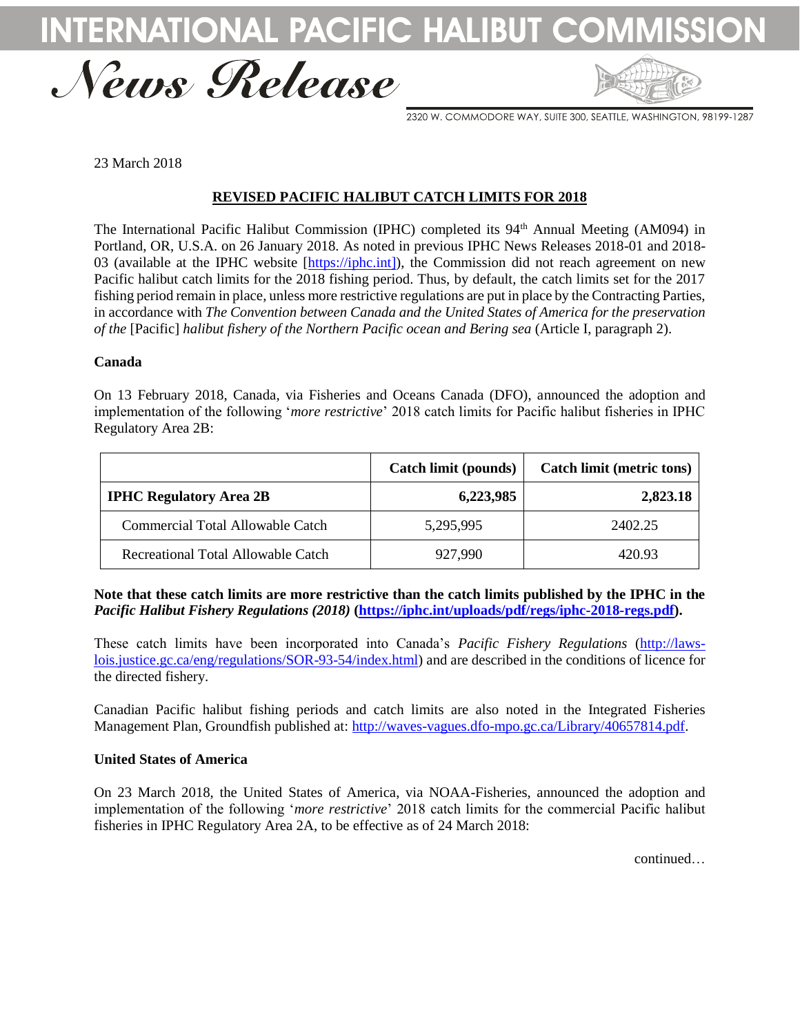# INTERNATIONAL PACIFIC HALIBUT COMMISSION

## News Release

2320 W. COMMODORE WAY, SUITE 300, SEATTLE, WASHINGTON, 98199-1287

23 March 2018

### REVISED PACIFIC HALIBUT CATCH LIMITS FOR 2018

The International Pacific Halibut Commission (IPHC) completed its 94th Annual Meeting (AM094) in Portland, OR, U.S.A. on 26 January 2018. As noted in previous IPHC News Releases 2018-01 and 2018-03 (available at the IPHC website [https://iphc.int]), the Commission did not reach agreement on new Pacific halibut catch limits for the 2018 fishing period. Thus, by default, the catch limits set for the 2017 fishing period remain in place, unless more restrictive regulations are put in place by the Contracting Parties, in accordance with *The Convention between Canada and the United States of America for the preservation of the* [Pacific] *halibut fishery of the Northern Pacific ocean and Bering sea* (Article I, paragraph 2).

**Canada**

On 13 February 2018, Canada, via Fisheries and Oceans Canada (DFO), announced the adoption and implementation of the following '*more restrictive*' 2018 catch limits for Pacific halibut fisheries in IPHC Regulatory Area 2B:

| | Catch limit (pounds) | Catch limit (metric tons) |
|---|---|---|
| **IPHC Regulatory Area 2B** | **6,223,985** | **2,823.18** |
| Commercial Total Allowable Catch | 5,295,995 | 2402.25 |
| Recreational Total Allowable Catch | 927,990 | 420.93 |

**Note that these catch limits are more restrictive than the catch limits published by the IPHC in the *Pacific Halibut Fishery Regulations (2018)* (https://iphc.int/uploads/pdf/regs/iphc-2018-regs.pdf).**

These catch limits have been incorporated into Canada's *Pacific Fishery Regulations* (http://laws-lois.justice.gc.ca/eng/regulations/SOR-93-54/index.html) and are described in the conditions of licence for the directed fishery.

Canadian Pacific halibut fishing periods and catch limits are also noted in the Integrated Fisheries Management Plan, Groundfish published at: http://waves-vagues.dfo-mpo.gc.ca/Library/40657814.pdf.

**United States of America**

On 23 March 2018, the United States of America, via NOAA-Fisheries, announced the adoption and implementation of the following '*more restrictive*' 2018 catch limits for the commercial Pacific halibut fisheries in IPHC Regulatory Area 2A, to be effective as of 24 March 2018:

continued…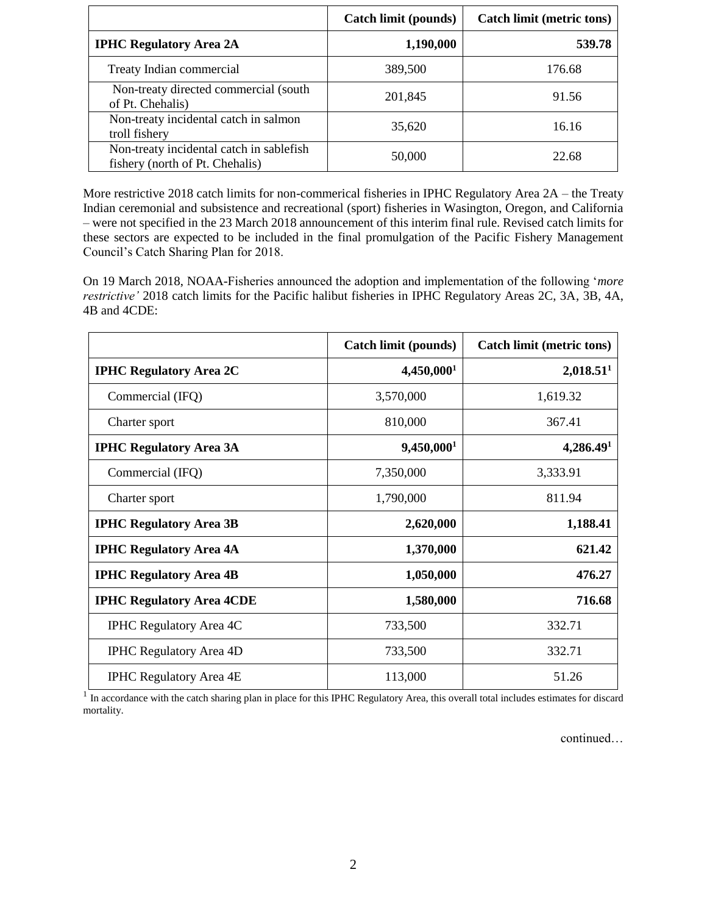| | Catch limit (pounds) | Catch limit (metric tons) |
|---|---|---|
| **IPHC Regulatory Area 2A** | **1,190,000** | **539.78** |
| Treaty Indian commercial | 389,500 | 176.68 |
| Non-treaty directed commercial (south of Pt. Chehalis) | 201,845 | 91.56 |
| Non-treaty incidental catch in salmon troll fishery | 35,620 | 16.16 |
| Non-treaty incidental catch in sablefish fishery (north of Pt. Chehalis) | 50,000 | 22.68 |

More restrictive 2018 catch limits for non-commerical fisheries in IPHC Regulatory Area 2A – the Treaty Indian ceremonial and subsistence and recreational (sport) fisheries in Wasington, Oregon, and California – were not specified in the 23 March 2018 announcement of this interim final rule. Revised catch limits for these sectors are expected to be included in the final promulgation of the Pacific Fishery Management Council's Catch Sharing Plan for 2018.

On 19 March 2018, NOAA-Fisheries announced the adoption and implementation of the following '*more restrictive'* 2018 catch limits for the Pacific halibut fisheries in IPHC Regulatory Areas 2C, 3A, 3B, 4A, 4B and 4CDE:

| | Catch limit (pounds) | Catch limit (metric tons) |
|---|---|---|
| **IPHC Regulatory Area 2C** | **4,450,000**[1] | **2,018.51**[1] |
| Commercial (IFQ) | 3,570,000 | 1,619.32 |
| Charter sport | 810,000 | 367.41 |
| **IPHC Regulatory Area 3A** | **9,450,000**[1] | **4,286.49**[1] |
| Commercial (IFQ) | 7,350,000 | 3,333.91 |
| Charter sport | 1,790,000 | 811.94 |
| **IPHC Regulatory Area 3B** | **2,620,000** | **1,188.41** |
| **IPHC Regulatory Area 4A** | **1,370,000** | **621.42** |
| **IPHC Regulatory Area 4B** | **1,050,000** | **476.27** |
| **IPHC Regulatory Area 4CDE** | **1,580,000** | **716.68** |
| IPHC Regulatory Area 4C | 733,500 | 332.71 |
| IPHC Regulatory Area 4D | 733,500 | 332.71 |
| IPHC Regulatory Area 4E | 113,000 | 51.26 |

[1] In accordance with the catch sharing plan in place for this IPHC Regulatory Area, this overall total includes estimates for discard mortality.

continued…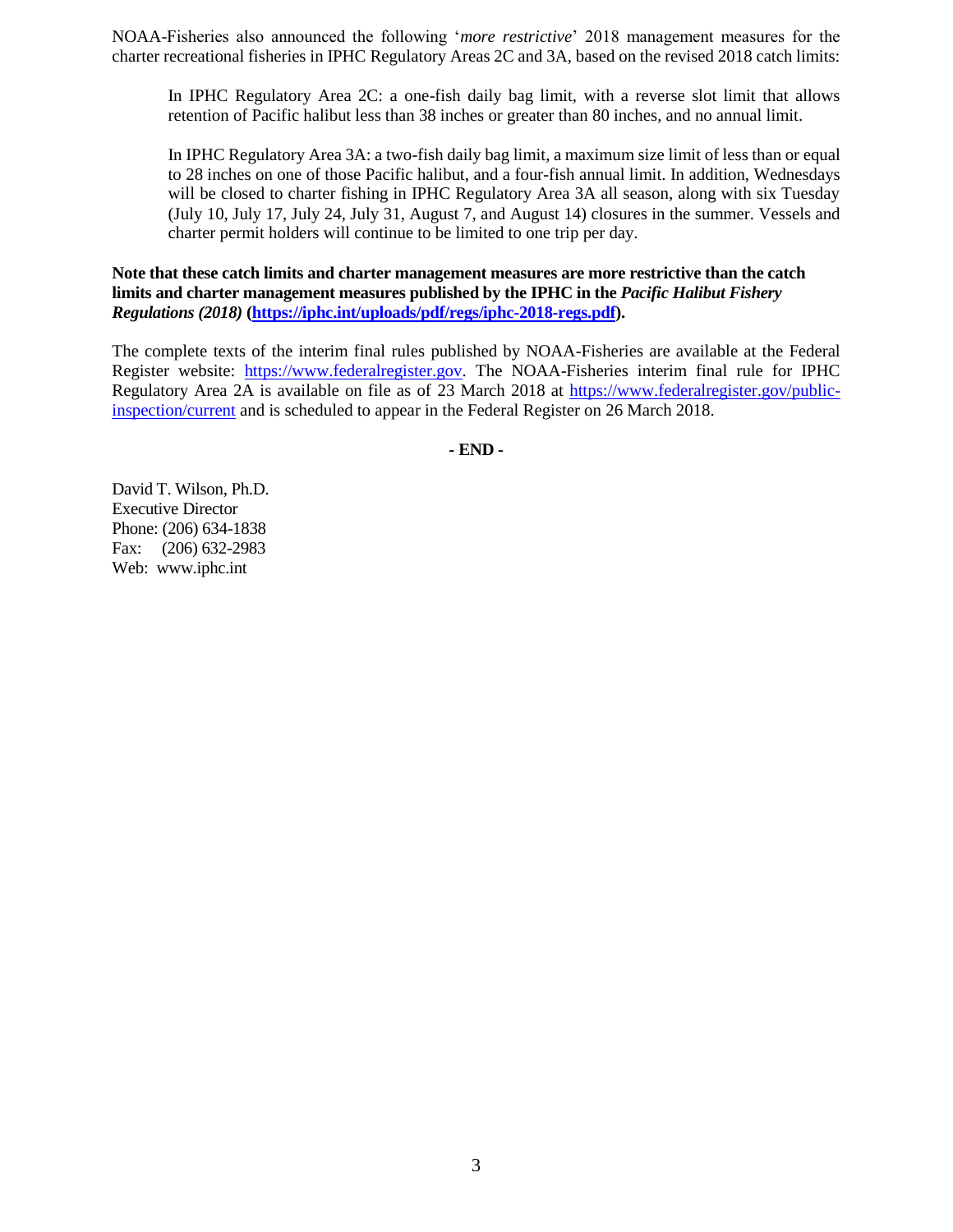NOAA-Fisheries also announced the following '*more restrictive*' 2018 management measures for the charter recreational fisheries in IPHC Regulatory Areas 2C and 3A, based on the revised 2018 catch limits:

> In IPHC Regulatory Area 2C: a one-fish daily bag limit, with a reverse slot limit that allows retention of Pacific halibut less than 38 inches or greater than 80 inches, and no annual limit.
>
> In IPHC Regulatory Area 3A: a two-fish daily bag limit, a maximum size limit of less than or equal to 28 inches on one of those Pacific halibut, and a four-fish annual limit. In addition, Wednesdays will be closed to charter fishing in IPHC Regulatory Area 3A all season, along with six Tuesday (July 10, July 17, July 24, July 31, August 7, and August 14) closures in the summer. Vessels and charter permit holders will continue to be limited to one trip per day.

**Note that these catch limits and charter management measures are more restrictive than the catch limits and charter management measures published by the IPHC in the *Pacific Halibut Fishery Regulations (2018)* (https://iphc.int/uploads/pdf/regs/iphc-2018-regs.pdf).**

The complete texts of the interim final rules published by NOAA-Fisheries are available at the Federal Register website: https://www.federalregister.gov. The NOAA-Fisheries interim final rule for IPHC Regulatory Area 2A is available on file as of 23 March 2018 at https://www.federalregister.gov/public-inspection/current and is scheduled to appear in the Federal Register on 26 March 2018.

**- END -**

David T. Wilson, Ph.D.
Executive Director
Phone: (206) 634-1838
Fax: (206) 632-2983
Web: www.iphc.int